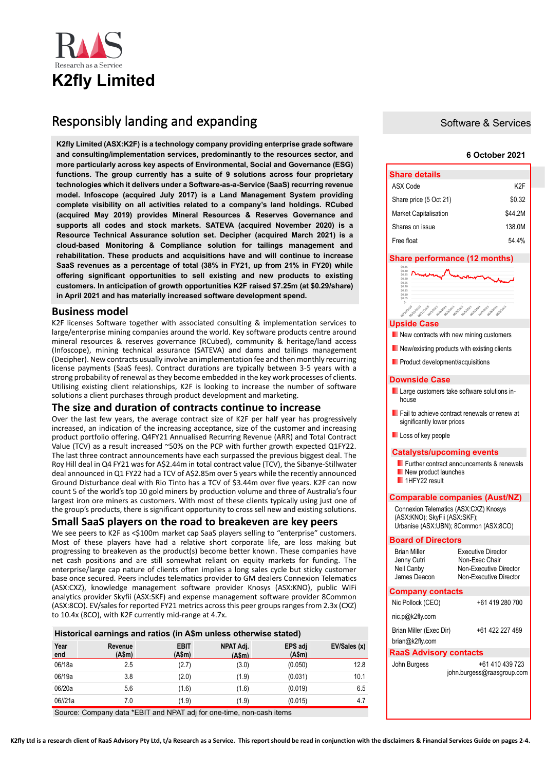RaaS Research as a Service

# K2fly Limited

## Responsibly landing and expanding

Software & Services

**6 October 2021**

**K2fly Limited (ASX:K2F) is a technology company providing enterprise grade software and consulting/implementation services, predominantly to the resources sector, and more particularly across key aspects of Environmental, Social and Governance (ESG) functions. The group currently has a suite of 9 solutions across four proprietary technologies which it delivers under a Software-as-a-Service (SaaS) recurring revenue model. Infoscope (acquired July 2017) is a Land Management System providing complete visibility on all activities related to a company's land holdings. RCubed (acquired May 2019) provides Mineral Resources & Reserves Governance and supports all codes and stock markets. SATEVA (acquired November 2020) is a Resource Technical Assurance solution set. Decipher (acquired March 2021) is a cloud-based Monitoring & Compliance solution for tailings management and rehabilitation. These products and acquisitions have and will continue to increase SaaS revenues as a percentage of total (38% in FY21, up from 21% in FY20) while offering significant opportunities to sell existing and new products to existing customers. In anticipation of growth opportunities K2F raised $7.25m (at $0.29/share) in April 2021 and has materially increased software development spend.**

## Business model

K2F licenses Software together with associated consulting & implementation services to large/enterprise mining companies around the world. Key software products centre around mineral resources & reserves governance (RCubed), community & heritage/land access (Infoscope), mining technical assurance (SATEVA) and dams and tailings management (Decipher). New contracts usually involve an implementation fee and then monthly recurring license payments (SaaS fees). Contract durations are typically between 3-5 years with a strong probability of renewal as they become embedded in the key work processes of clients. Utilising existing client relationships, K2F is looking to increase the number of software solutions a client purchases through product development and marketing.

## The size and duration of contracts continue to increase

Over the last few years, the average contract size of K2F per half year has progressively increased, an indication of the increasing acceptance, size of the customer and increasing product portfolio offering. Q4FY21 Annualised Recurring Revenue (ARR) and Total Contract Value (TCV) as a result increased ~50% on the PCP with further growth expected Q1FY22. The last three contract announcements have each surpassed the previous biggest deal. The Roy Hill deal in Q4 FY21 was for A$2.44m in total contract value (TCV), the Sibanye-Stillwater deal announced in Q1 FY22 had a TCV of A$2.85m over 5 years while the recently announced Ground Disturbance deal with Rio Tinto has a TCV of $3.44m over five years. K2F can now count 5 of the world's top 10 gold miners by production volume and three of Australia's four largest iron ore miners as customers. With most of these clients typically using just one of the group's products, there is significant opportunity to cross sell new and existing solutions.

## Small SaaS players on the road to breakeven are key peers

We see peers to K2F as <$100m market cap SaaS players selling to "enterprise" customers. Most of these players have had a relative short corporate life, are loss making but progressing to breakeven as the product(s) become better known. These companies have net cash positions and are still somewhat reliant on equity markets for funding. The enterprise/large cap nature of clients often implies a long sales cycle but sticky customer base once secured. Peers includes telematics provider to GM dealers Connexion Telematics (ASX:CXZ), knowledge management software provider Knosys (ASX:KNO), public WiFi analytics provider Skyfii (ASX:SKF) and expense management software provider 8Common (ASX:8CO). EV/sales for reported FY21 metrics across this peer groups ranges from 2.3x (CXZ) to 10.4x (8CO), with K2F currently mid-range at 4.7x.

**Historical earnings and ratios (in A$m unless otherwise stated)**

| Year end | Revenue (A$m) | EBIT (A$m) | NPAT Adj. (A$m) | EPS adj (A$m) | EV/Sales (x) |
|---|---|---|---|---|---|
| 06/18a | 2.5 | (2.7) | (3.0) | (0.050) | 12.8 |
| 06/19a | 3.8 | (2.0) | (1.9) | (0.031) | 10.1 |
| 06/20a | 5.6 | (1.6) | (1.6) | (0.019) | 6.5 |
| 06//21a | 7.0 | (1.9) | (1.9) | (0.015) | 4.7 |

Source: Company data *EBIT and NPAT adj for one-time, non-cash items

### Share details

| | |
|---|---|
| ASX Code | K2F |
| Share price (5 Oct 21) | $0.32 |
| Market Capitalisation | $44.2M |
| Shares on issue | 138.0M |
| Free float | 54.4% |

### Share performance (12 months)

### Upside Case

- New contracts with new mining customers
- New/existing products with existing clients
- Product development/acquisitions

### Downside Case

- Large customers take software solutions in-house
- Fail to achieve contract renewals or renew at significantly lower prices
- Loss of key people

### Catalysts/upcoming events

- Further contract announcements & renewals
- New product launches
- 1HFY22 result

### Comparable companies (Aust/NZ)

Connexion Telematics (ASX:CXZ) Knosys (ASX:KNO); SkyFii (ASX:SKF); Urbanise (ASX:UBN); 8Common (ASX:8CO)

### Board of Directors

| | |
|---|---|
| Brian Miller | Executive Director |
| Jenny Cutri | Non-Exec Chair |
| Neil Canby | Non-Executive Director |
| James Deacon | Non-Executive Director |

### Company contacts

Nic Pollock (CEO) +61 419 280 700
nic.p@k2fly.com

Brian Miller (Exec Dir) +61 422 227 489
brian@k2fly.com

### RaaS Advisory contacts

John Burgess +61 410 439 723
john.burgess@raasgroup.com

K2fly Ltd is a research client of RaaS Advisory Pty Ltd, t/a Research as a Service. This report should be read in conjunction with the disclaimers & Financial Services Guide on pages 2-4.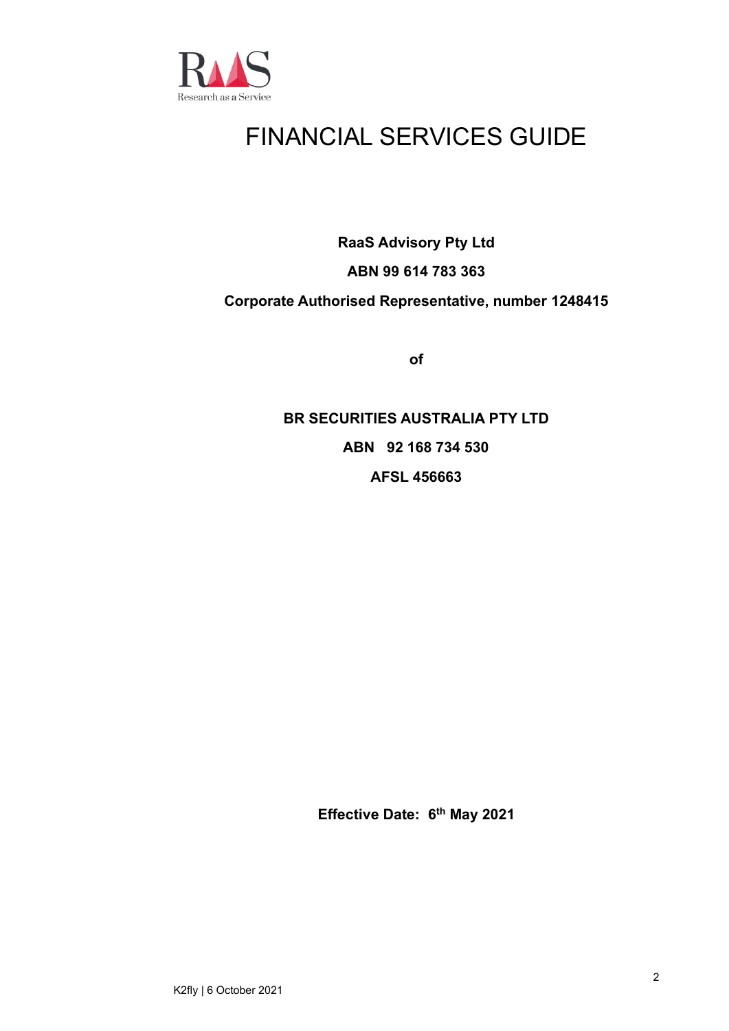# FINANCIAL SERVICES GUIDE

**RaaS Advisory Pty Ltd**

**ABN 99 614 783 363**

**Corporate Authorised Representative, number 1248415**

**of**

**BR SECURITIES AUSTRALIA PTY LTD**

**ABN 92 168 734 530**

**AFSL 456663**

**Effective Date: 6th May 2021**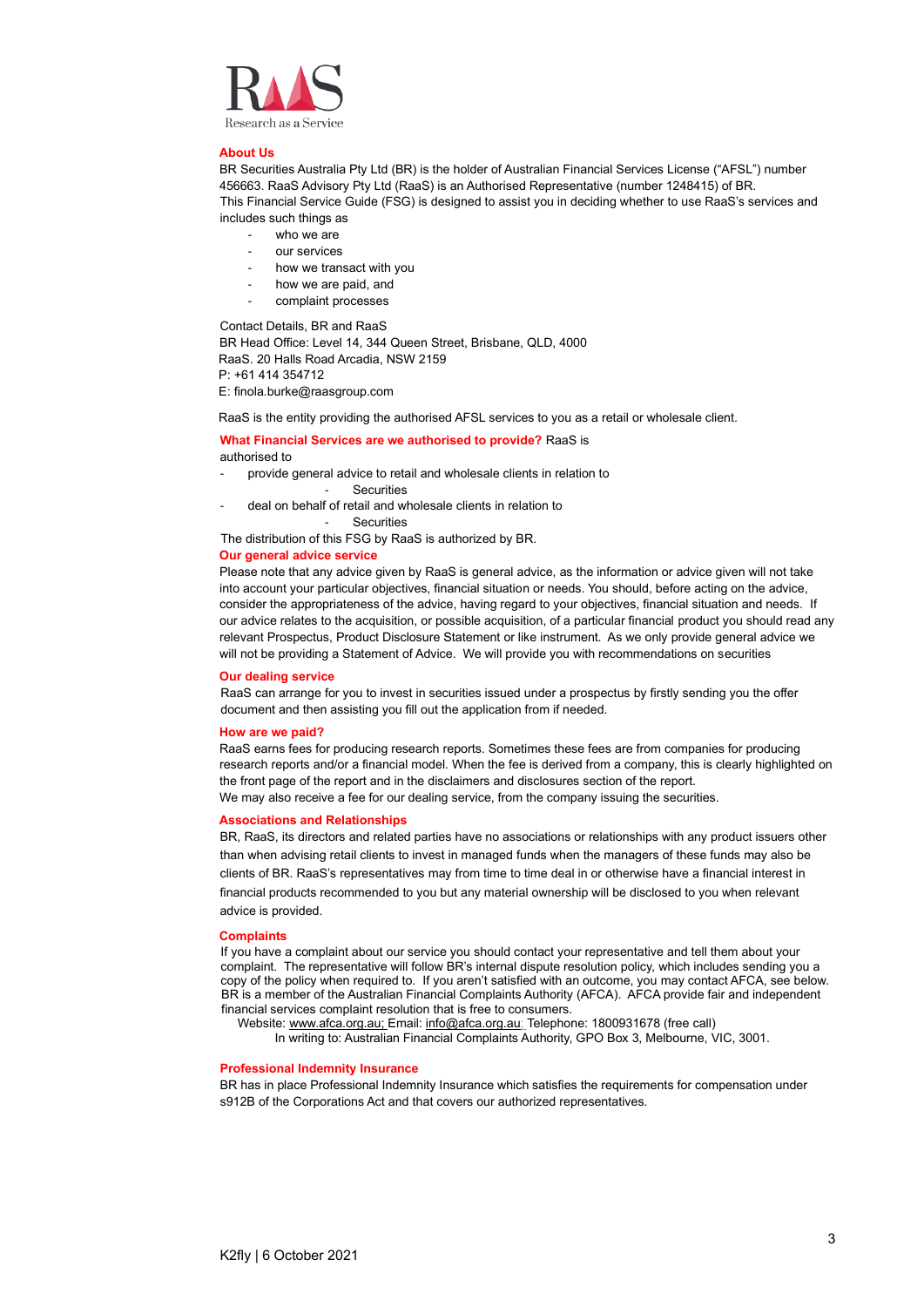## About Us

BR Securities Australia Pty Ltd (BR) is the holder of Australian Financial Services License ("AFSL") number 456663. RaaS Advisory Pty Ltd (RaaS) is an Authorised Representative (number 1248415) of BR.
This Financial Service Guide (FSG) is designed to assist you in deciding whether to use RaaS's services and includes such things as

- who we are
- our services
- how we transact with you
- how we are paid, and
- complaint processes

Contact Details, BR and RaaS
BR Head Office: Level 14, 344 Queen Street, Brisbane, QLD, 4000
RaaS. 20 Halls Road Arcadia, NSW 2159
P: +61 414 354712
E: finola.burke@raasgroup.com

RaaS is the entity providing the authorised AFSL services to you as a retail or wholesale client.

**What Financial Services are we authorised to provide?** RaaS is authorised to

- provide general advice to retail and wholesale clients in relation to
  - Securities
- deal on behalf of retail and wholesale clients in relation to
  - Securities

The distribution of this FSG by RaaS is authorized by BR.

## Our general advice service

Please note that any advice given by RaaS is general advice, as the information or advice given will not take into account your particular objectives, financial situation or needs. You should, before acting on the advice, consider the appropriateness of the advice, having regard to your objectives, financial situation and needs. If our advice relates to the acquisition, or possible acquisition, of a particular financial product you should read any relevant Prospectus, Product Disclosure Statement or like instrument. As we only provide general advice we will not be providing a Statement of Advice. We will provide you with recommendations on securities

## Our dealing service

RaaS can arrange for you to invest in securities issued under a prospectus by firstly sending you the offer document and then assisting you fill out the application from if needed.

## How are we paid?

RaaS earns fees for producing research reports. Sometimes these fees are from companies for producing research reports and/or a financial model. When the fee is derived from a company, this is clearly highlighted on the front page of the report and in the disclaimers and disclosures section of the report.
We may also receive a fee for our dealing service, from the company issuing the securities.

## Associations and Relationships

BR, RaaS, its directors and related parties have no associations or relationships with any product issuers other than when advising retail clients to invest in managed funds when the managers of these funds may also be clients of BR. RaaS's representatives may from time to time deal in or otherwise have a financial interest in financial products recommended to you but any material ownership will be disclosed to you when relevant advice is provided.

## Complaints

If you have a complaint about our service you should contact your representative and tell them about your complaint. The representative will follow BR's internal dispute resolution policy, which includes sending you a copy of the policy when required to. If you aren't satisfied with an outcome, you may contact AFCA, see below. BR is a member of the Australian Financial Complaints Authority (AFCA). AFCA provide fair and independent financial services complaint resolution that is free to consumers.
Website: www.afca.org.au; Email: info@afca.org.au; Telephone: 1800931678 (free call)
In writing to: Australian Financial Complaints Authority, GPO Box 3, Melbourne, VIC, 3001.

## Professional Indemnity Insurance

BR has in place Professional Indemnity Insurance which satisfies the requirements for compensation under s912B of the Corporations Act and that covers our authorized representatives.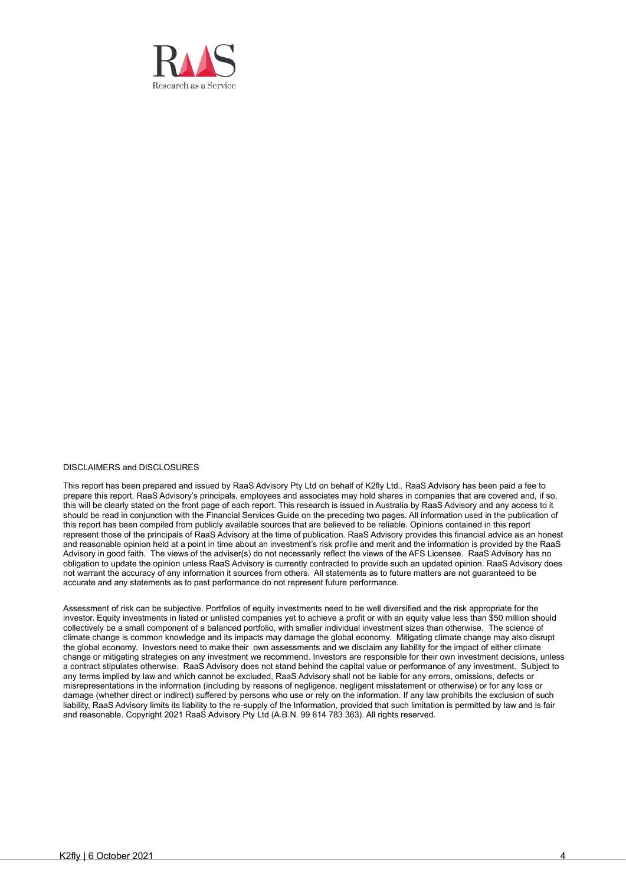DISCLAIMERS and DISCLOSURES

This report has been prepared and issued by RaaS Advisory Pty Ltd on behalf of K2fly Ltd.. RaaS Advisory has been paid a fee to prepare this report. RaaS Advisory's principals, employees and associates may hold shares in companies that are covered and, if so, this will be clearly stated on the front page of each report. This research is issued in Australia by RaaS Advisory and any access to it should be read in conjunction with the Financial Services Guide on the preceding two pages. All information used in the publication of this report has been compiled from publicly available sources that are believed to be reliable. Opinions contained in this report represent those of the principals of RaaS Advisory at the time of publication. RaaS Advisory provides this financial advice as an honest and reasonable opinion held at a point in time about an investment's risk profile and merit and the information is provided by the RaaS Advisory in good faith. The views of the adviser(s) do not necessarily reflect the views of the AFS Licensee. RaaS Advisory has no obligation to update the opinion unless RaaS Advisory is currently contracted to provide such an updated opinion. RaaS Advisory does not warrant the accuracy of any information it sources from others. All statements as to future matters are not guaranteed to be accurate and any statements as to past performance do not represent future performance.

Assessment of risk can be subjective. Portfolios of equity investments need to be well diversified and the risk appropriate for the investor. Equity investments in listed or unlisted companies yet to achieve a profit or with an equity value less than $50 million should collectively be a small component of a balanced portfolio, with smaller individual investment sizes than otherwise. The science of climate change is common knowledge and its impacts may damage the global economy. Mitigating climate change may also disrupt the global economy. Investors need to make their own assessments and we disclaim any liability for the impact of either climate change or mitigating strategies on any investment we recommend. Investors are responsible for their own investment decisions, unless a contract stipulates otherwise. RaaS Advisory does not stand behind the capital value or performance of any investment. Subject to any terms implied by law and which cannot be excluded, RaaS Advisory shall not be liable for any errors, omissions, defects or misrepresentations in the information (including by reasons of negligence, negligent misstatement or otherwise) or for any loss or damage (whether direct or indirect) suffered by persons who use or rely on the information. If any law prohibits the exclusion of such liability, RaaS Advisory limits its liability to the re-supply of the Information, provided that such limitation is permitted by law and is fair and reasonable. Copyright 2021 RaaS Advisory Pty Ltd (A.B.N. 99 614 783 363). All rights reserved.